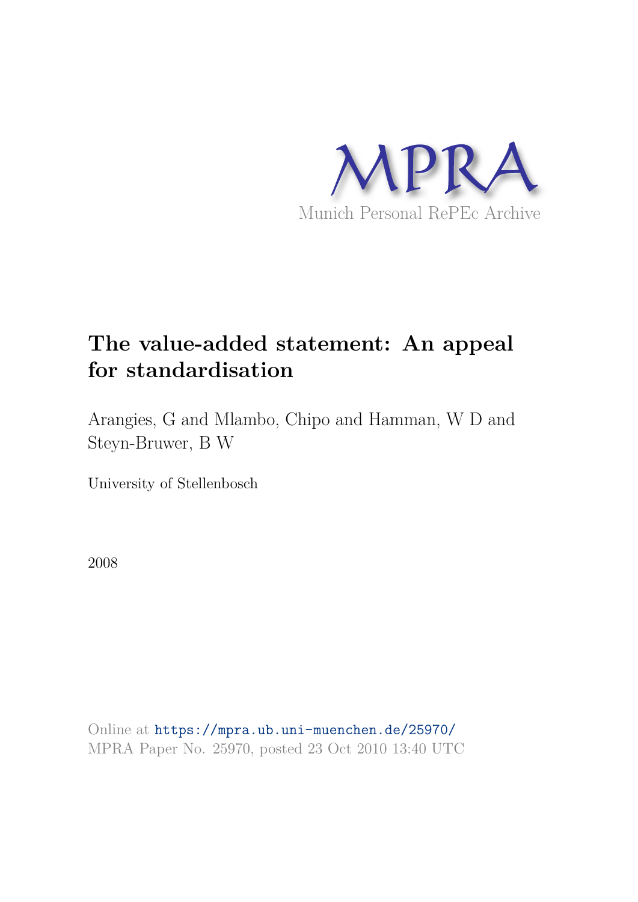MPRA

Munich Personal RePEc Archive

# The value-added statement: An appeal for standardisation

Arangies, G and Mlambo, Chipo and Hamman, W D and Steyn-Bruwer, B W

University of Stellenbosch

2008

Online at https://mpra.ub.uni-muenchen.de/25970/
MPRA Paper No. 25970, posted 23 Oct 2010 13:40 UTC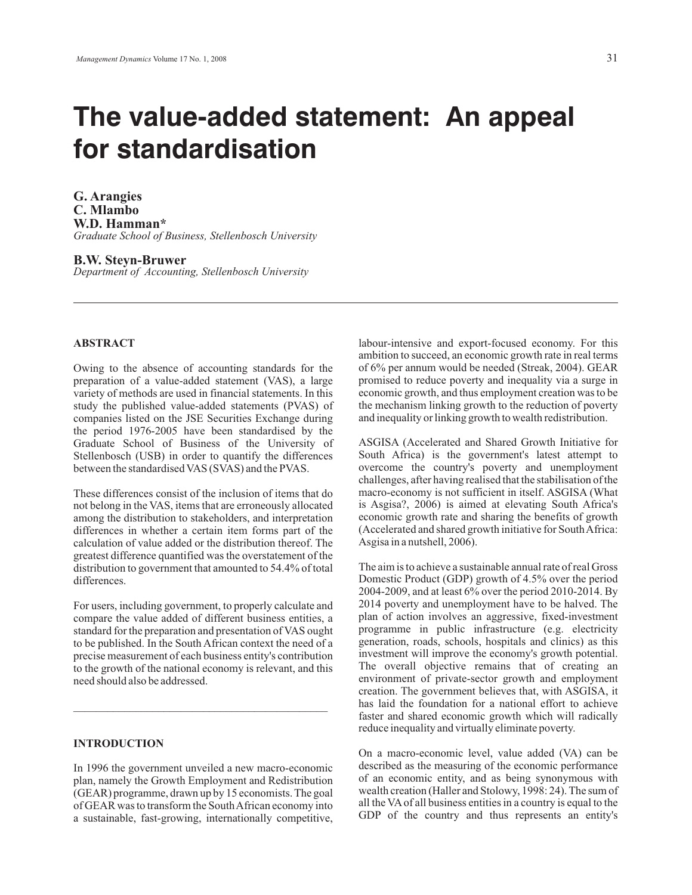# The value-added statement: An appeal for standardisation

**G. Arangies**
**C. Mlambo**
**W.D. Hamman***
*Graduate School of Business, Stellenbosch University*

**B.W. Steyn-Bruwer**
*Department of Accounting, Stellenbosch University*

---

## ABSTRACT

Owing to the absence of accounting standards for the preparation of a value-added statement (VAS), a large variety of methods are used in financial statements. In this study the published value-added statements (PVAS) of companies listed on the JSE Securities Exchange during the period 1976-2005 have been standardised by the Graduate School of Business of the University of Stellenbosch (USB) in order to quantify the differences between the standardised VAS (SVAS) and the PVAS.

These differences consist of the inclusion of items that do not belong in the VAS, items that are erroneously allocated among the distribution to stakeholders, and interpretation differences in whether a certain item forms part of the calculation of value added or the distribution thereof. The greatest difference quantified was the overstatement of the distribution to government that amounted to 54.4% of total differences.

For users, including government, to properly calculate and compare the value added of different business entities, a standard for the preparation and presentation of VAS ought to be published. In the South African context the need of a precise measurement of each business entity's contribution to the growth of the national economy is relevant, and this need should also be addressed.

---

## INTRODUCTION

In 1996 the government unveiled a new macro-economic plan, namely the Growth Employment and Redistribution (GEAR) programme, drawn up by 15 economists. The goal of GEAR was to transform the South African economy into a sustainable, fast-growing, internationally competitive, labour-intensive and export-focused economy. For this ambition to succeed, an economic growth rate in real terms of 6% per annum would be needed (Streak, 2004). GEAR promised to reduce poverty and inequality via a surge in economic growth, and thus employment creation was to be the mechanism linking growth to the reduction of poverty and inequality or linking growth to wealth redistribution.

ASGISA (Accelerated and Shared Growth Initiative for South Africa) is the government's latest attempt to overcome the country's poverty and unemployment challenges, after having realised that the stabilisation of the macro-economy is not sufficient in itself. ASGISA (What is Asgisa?, 2006) is aimed at elevating South Africa's economic growth rate and sharing the benefits of growth (Accelerated and shared growth initiative for South Africa: Asgisa in a nutshell, 2006).

The aim is to achieve a sustainable annual rate of real Gross Domestic Product (GDP) growth of 4.5% over the period 2004-2009, and at least 6% over the period 2010-2014. By 2014 poverty and unemployment have to be halved. The plan of action involves an aggressive, fixed-investment programme in public infrastructure (e.g. electricity generation, roads, schools, hospitals and clinics) as this investment will improve the economy's growth potential. The overall objective remains that of creating an environment of private-sector growth and employment creation. The government believes that, with ASGISA, it has laid the foundation for a national effort to achieve faster and shared economic growth which will radically reduce inequality and virtually eliminate poverty.

On a macro-economic level, value added (VA) can be described as the measuring of the economic performance of an economic entity, and as being synonymous with wealth creation (Haller and Stolowy, 1998: 24). The sum of all the VA of all business entities in a country is equal to the GDP of the country and thus represents an entity's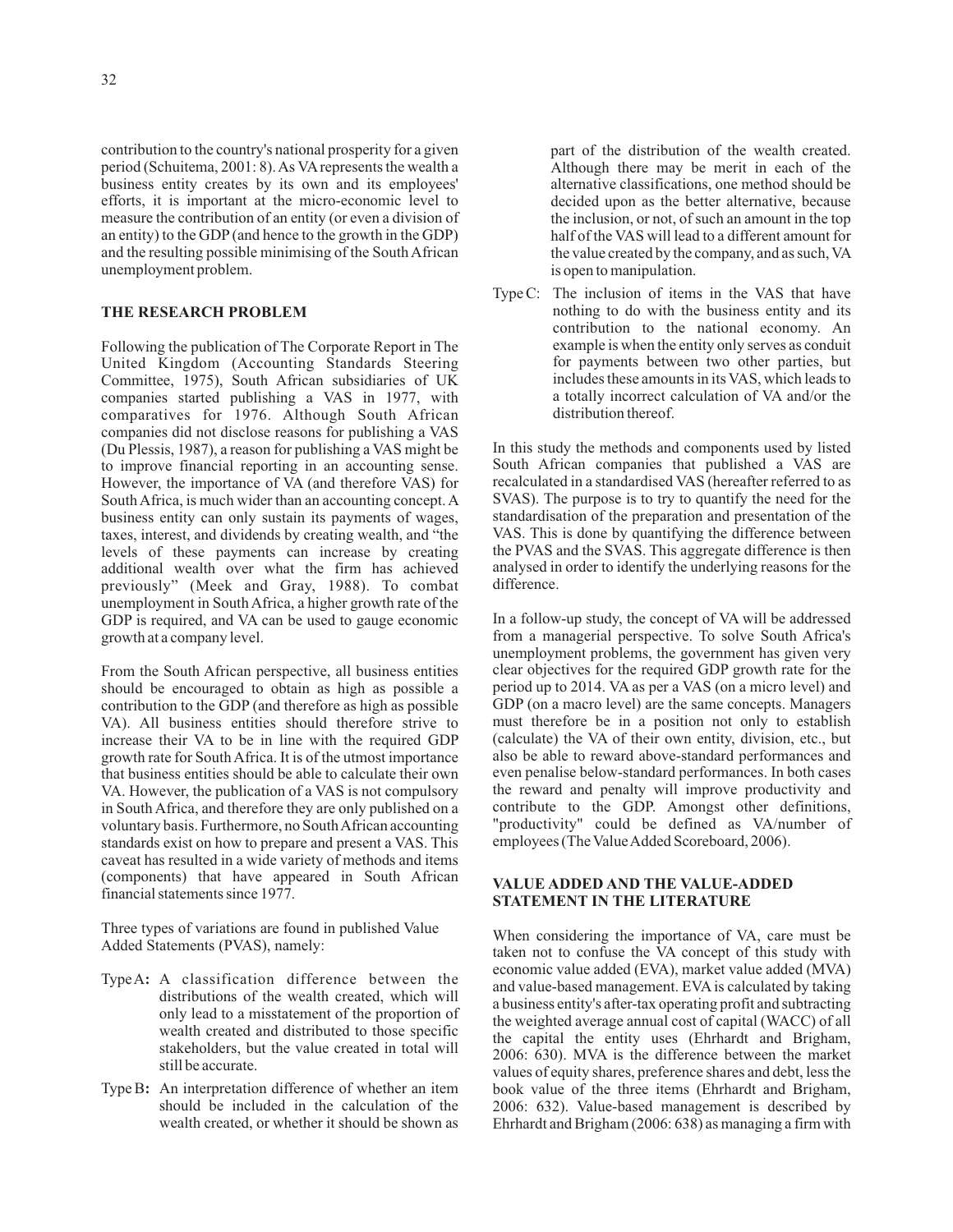contribution to the country's national prosperity for a given period (Schuitema, 2001: 8). As VA represents the wealth a business entity creates by its own and its employees' efforts, it is important at the micro-economic level to measure the contribution of an entity (or even a division of an entity) to the GDP (and hence to the growth in the GDP) and the resulting possible minimising of the South African unemployment problem.

## THE RESEARCH PROBLEM

Following the publication of The Corporate Report in The United Kingdom (Accounting Standards Steering Committee, 1975), South African subsidiaries of UK companies started publishing a VAS in 1977, with comparatives for 1976. Although South African companies did not disclose reasons for publishing a VAS (Du Plessis, 1987), a reason for publishing a VAS might be to improve financial reporting in an accounting sense. However, the importance of VA (and therefore VAS) for South Africa, is much wider than an accounting concept. A business entity can only sustain its payments of wages, taxes, interest, and dividends by creating wealth, and "the levels of these payments can increase by creating additional wealth over what the firm has achieved previously" (Meek and Gray, 1988). To combat unemployment in South Africa, a higher growth rate of the GDP is required, and VA can be used to gauge economic growth at a company level.

From the South African perspective, all business entities should be encouraged to obtain as high as possible a contribution to the GDP (and therefore as high as possible VA). All business entities should therefore strive to increase their VA to be in line with the required GDP growth rate for South Africa. It is of the utmost importance that business entities should be able to calculate their own VA. However, the publication of a VAS is not compulsory in South Africa, and therefore they are only published on a voluntary basis. Furthermore, no South African accounting standards exist on how to prepare and present a VAS. This caveat has resulted in a wide variety of methods and items (components) that have appeared in South African financial statements since 1977.

Three types of variations are found in published Value Added Statements (PVAS), namely:

- Type A**:** A classification difference between the distributions of the wealth created, which will only lead to a misstatement of the proportion of wealth created and distributed to those specific stakeholders, but the value created in total will still be accurate.
- Type B**:** An interpretation difference of whether an item should be included in the calculation of the wealth created, or whether it should be shown as part of the distribution of the wealth created. Although there may be merit in each of the alternative classifications, one method should be decided upon as the better alternative, because the inclusion, or not, of such an amount in the top half of the VAS will lead to a different amount for the value created by the company, and as such, VA is open to manipulation.
- Type C: The inclusion of items in the VAS that have nothing to do with the business entity and its contribution to the national economy. An example is when the entity only serves as conduit for payments between two other parties, but includes these amounts in its VAS, which leads to a totally incorrect calculation of VA and/or the distribution thereof.

In this study the methods and components used by listed South African companies that published a VAS are recalculated in a standardised VAS (hereafter referred to as SVAS). The purpose is to try to quantify the need for the standardisation of the preparation and presentation of the VAS. This is done by quantifying the difference between the PVAS and the SVAS. This aggregate difference is then analysed in order to identify the underlying reasons for the difference.

In a follow-up study, the concept of VA will be addressed from a managerial perspective. To solve South Africa's unemployment problems, the government has given very clear objectives for the required GDP growth rate for the period up to 2014. VA as per a VAS (on a micro level) and GDP (on a macro level) are the same concepts. Managers must therefore be in a position not only to establish (calculate) the VA of their own entity, division, etc., but also be able to reward above-standard performances and even penalise below-standard performances. In both cases the reward and penalty will improve productivity and contribute to the GDP. Amongst other definitions, "productivity" could be defined as VA/number of employees (The Value Added Scoreboard, 2006).

## VALUE ADDED AND THE VALUE-ADDED STATEMENT IN THE LITERATURE

When considering the importance of VA, care must be taken not to confuse the VA concept of this study with economic value added (EVA), market value added (MVA) and value-based management. EVA is calculated by taking a business entity's after-tax operating profit and subtracting the weighted average annual cost of capital (WACC) of all the capital the entity uses (Ehrhardt and Brigham, 2006: 630). MVA is the difference between the market values of equity shares, preference shares and debt, less the book value of the three items (Ehrhardt and Brigham, 2006: 632). Value-based management is described by Ehrhardt and Brigham (2006: 638) as managing a firm with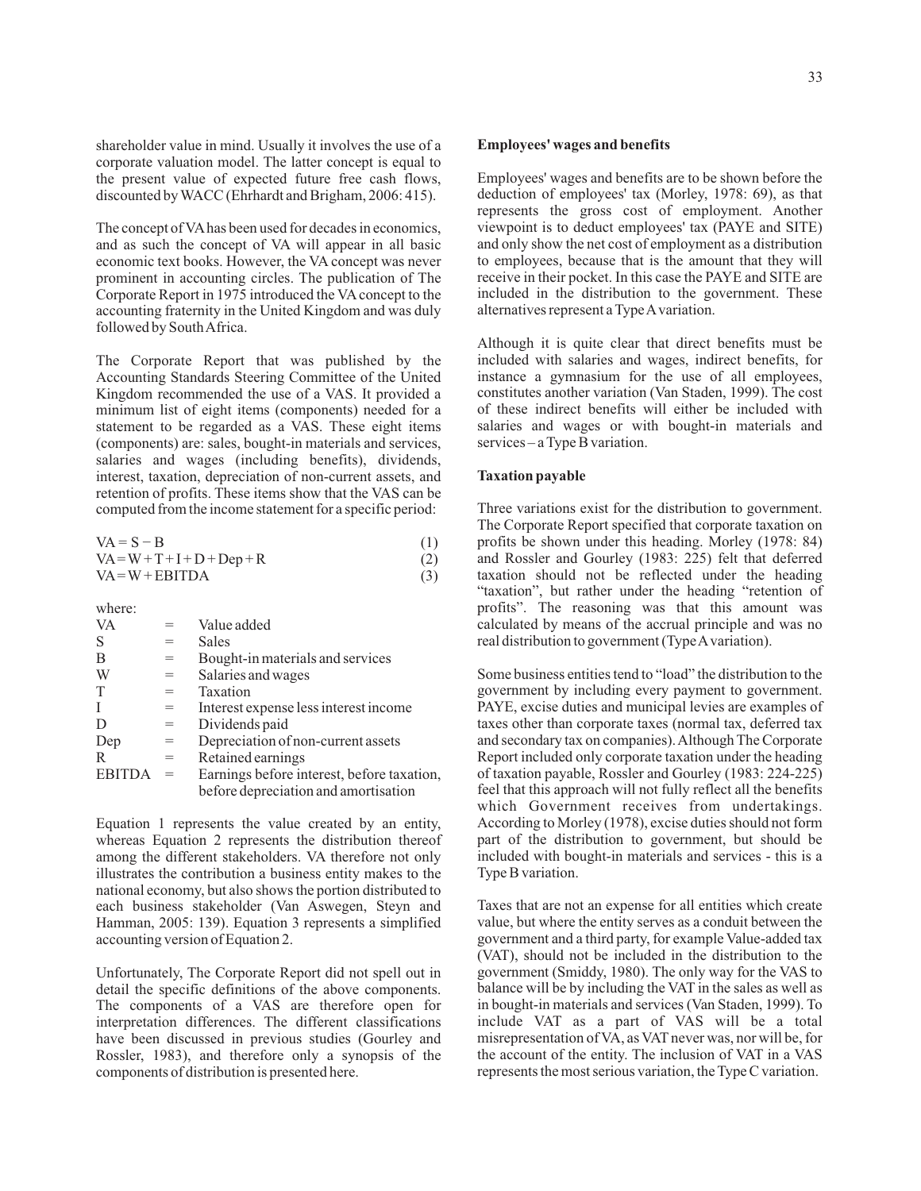shareholder value in mind. Usually it involves the use of a corporate valuation model. The latter concept is equal to the present value of expected future free cash flows, discounted by WACC (Ehrhardt and Brigham, 2006: 415).

The concept of VA has been used for decades in economics, and as such the concept of VA will appear in all basic economic text books. However, the VA concept was never prominent in accounting circles. The publication of The Corporate Report in 1975 introduced the VA concept to the accounting fraternity in the United Kingdom and was duly followed by South Africa.

The Corporate Report that was published by the Accounting Standards Steering Committee of the United Kingdom recommended the use of a VAS. It provided a minimum list of eight items (components) needed for a statement to be regarded as a VAS. These eight items (components) are: sales, bought-in materials and services, salaries and wages (including benefits), dividends, interest, taxation, depreciation of non-current assets, and retention of profits. These items show that the VAS can be computed from the income statement for a specific period:

$$VA = S - B \quad (1)$$

$$VA = W + T + I + D + Dep + R \quad (2)$$

$$VA = W + EBITDA \quad (3)$$

where:

| | | |
|---|---|---|
| VA | = | Value added |
| S | = | Sales |
| B | = | Bought-in materials and services |
| W | = | Salaries and wages |
| T | = | Taxation |
| I | = | Interest expense less interest income |
| D | = | Dividends paid |
| Dep | = | Depreciation of non-current assets |
| R | = | Retained earnings |
| EBITDA | = | Earnings before interest, before taxation, before depreciation and amortisation |

Equation 1 represents the value created by an entity, whereas Equation 2 represents the distribution thereof among the different stakeholders. VA therefore not only illustrates the contribution a business entity makes to the national economy, but also shows the portion distributed to each business stakeholder (Van Aswegen, Steyn and Hamman, 2005: 139). Equation 3 represents a simplified accounting version of Equation 2.

Unfortunately, The Corporate Report did not spell out in detail the specific definitions of the above components. The components of a VAS are therefore open for interpretation differences. The different classifications have been discussed in previous studies (Gourley and Rossler, 1983), and therefore only a synopsis of the components of distribution is presented here.

**Employees' wages and benefits**

Employees' wages and benefits are to be shown before the deduction of employees' tax (Morley, 1978: 69), as that represents the gross cost of employment. Another viewpoint is to deduct employees' tax (PAYE and SITE) and only show the net cost of employment as a distribution to employees, because that is the amount that they will receive in their pocket. In this case the PAYE and SITE are included in the distribution to the government. These alternatives represent a Type A variation.

Although it is quite clear that direct benefits must be included with salaries and wages, indirect benefits, for instance a gymnasium for the use of all employees, constitutes another variation (Van Staden, 1999). The cost of these indirect benefits will either be included with salaries and wages or with bought-in materials and services – a Type B variation.

**Taxation payable**

Three variations exist for the distribution to government. The Corporate Report specified that corporate taxation on profits be shown under this heading. Morley (1978: 84) and Rossler and Gourley (1983: 225) felt that deferred taxation should not be reflected under the heading "taxation", but rather under the heading "retention of profits". The reasoning was that this amount was calculated by means of the accrual principle and was no real distribution to government (Type A variation).

Some business entities tend to "load" the distribution to the government by including every payment to government. PAYE, excise duties and municipal levies are examples of taxes other than corporate taxes (normal tax, deferred tax and secondary tax on companies). Although The Corporate Report included only corporate taxation under the heading of taxation payable, Rossler and Gourley (1983: 224-225) feel that this approach will not fully reflect all the benefits which Government receives from undertakings. According to Morley (1978), excise duties should not form part of the distribution to government, but should be included with bought-in materials and services - this is a Type B variation.

Taxes that are not an expense for all entities which create value, but where the entity serves as a conduit between the government and a third party, for example Value-added tax (VAT), should not be included in the distribution to the government (Smiddy, 1980). The only way for the VAS to balance will be by including the VAT in the sales as well as in bought-in materials and services (Van Staden, 1999). To include VAT as a part of VAS will be a total misrepresentation of VA, as VAT never was, nor will be, for the account of the entity. The inclusion of VAT in a VAS represents the most serious variation, the Type C variation.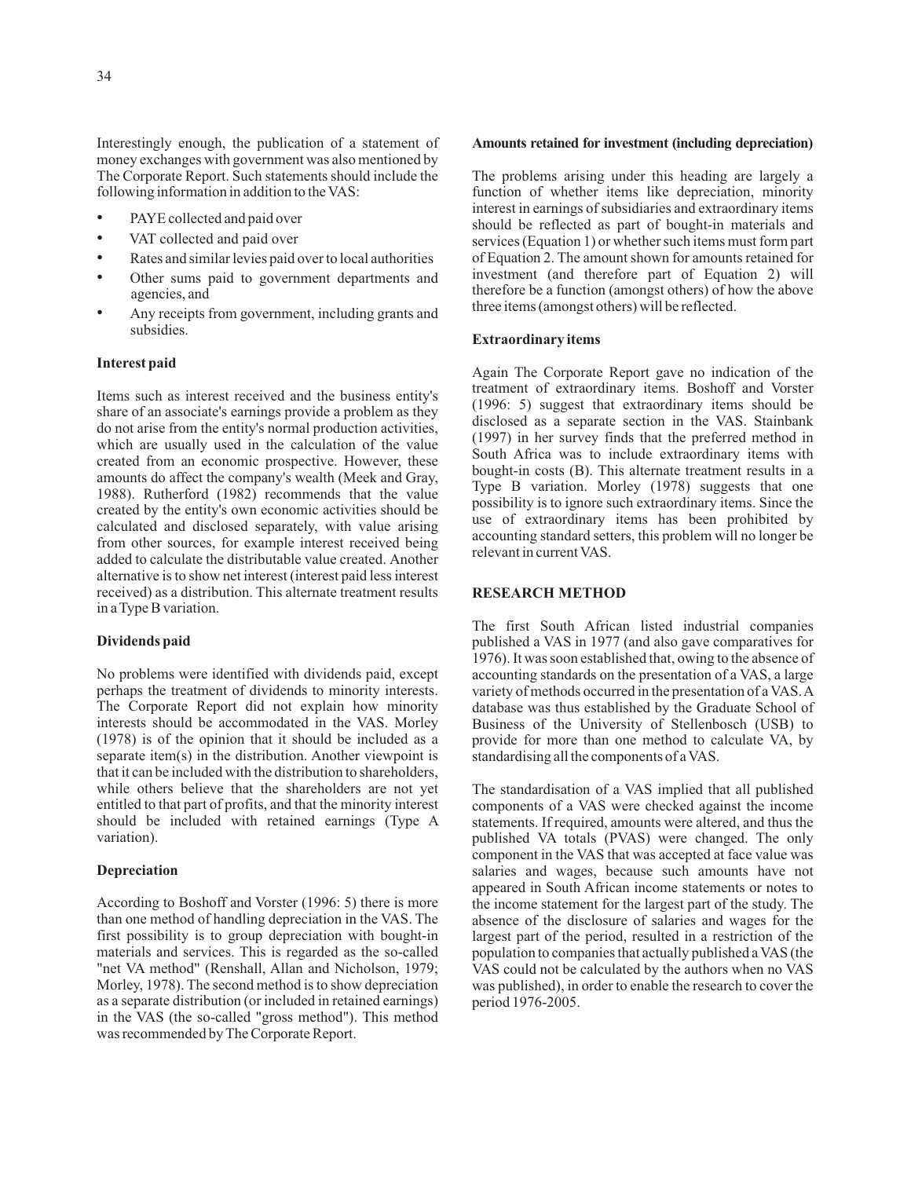Interestingly enough, the publication of a statement of money exchanges with government was also mentioned by The Corporate Report. Such statements should include the following information in addition to the VAS:

- PAYE collected and paid over
- VAT collected and paid over
- Rates and similar levies paid over to local authorities
- Other sums paid to government departments and agencies, and
- Any receipts from government, including grants and subsidies.

### Interest paid

Items such as interest received and the business entity's share of an associate's earnings provide a problem as they do not arise from the entity's normal production activities, which are usually used in the calculation of the value created from an economic prospective. However, these amounts do affect the company's wealth (Meek and Gray, 1988). Rutherford (1982) recommends that the value created by the entity's own economic activities should be calculated and disclosed separately, with value arising from other sources, for example interest received being added to calculate the distributable value created. Another alternative is to show net interest (interest paid less interest received) as a distribution. This alternate treatment results in a Type B variation.

### Dividends paid

No problems were identified with dividends paid, except perhaps the treatment of dividends to minority interests. The Corporate Report did not explain how minority interests should be accommodated in the VAS. Morley (1978) is of the opinion that it should be included as a separate item(s) in the distribution. Another viewpoint is that it can be included with the distribution to shareholders, while others believe that the shareholders are not yet entitled to that part of profits, and that the minority interest should be included with retained earnings (Type A variation).

### Depreciation

According to Boshoff and Vorster (1996: 5) there is more than one method of handling depreciation in the VAS. The first possibility is to group depreciation with bought-in materials and services. This is regarded as the so-called "net VA method" (Renshall, Allan and Nicholson, 1979; Morley, 1978). The second method is to show depreciation as a separate distribution (or included in retained earnings) in the VAS (the so-called "gross method"). This method was recommended by The Corporate Report.

### Amounts retained for investment (including depreciation)

The problems arising under this heading are largely a function of whether items like depreciation, minority interest in earnings of subsidiaries and extraordinary items should be reflected as part of bought-in materials and services (Equation 1) or whether such items must form part of Equation 2. The amount shown for amounts retained for investment (and therefore part of Equation 2) will therefore be a function (amongst others) of how the above three items (amongst others) will be reflected.

### Extraordinary items

Again The Corporate Report gave no indication of the treatment of extraordinary items. Boshoff and Vorster (1996: 5) suggest that extraordinary items should be disclosed as a separate section in the VAS. Stainbank (1997) in her survey finds that the preferred method in South Africa was to include extraordinary items with bought-in costs (B). This alternate treatment results in a Type B variation. Morley (1978) suggests that one possibility is to ignore such extraordinary items. Since the use of extraordinary items has been prohibited by accounting standard setters, this problem will no longer be relevant in current VAS.

## RESEARCH METHOD

The first South African listed industrial companies published a VAS in 1977 (and also gave comparatives for 1976). It was soon established that, owing to the absence of accounting standards on the presentation of a VAS, a large variety of methods occurred in the presentation of a VAS. A database was thus established by the Graduate School of Business of the University of Stellenbosch (USB) to provide for more than one method to calculate VA, by standardising all the components of a VAS.

The standardisation of a VAS implied that all published components of a VAS were checked against the income statements. If required, amounts were altered, and thus the published VA totals (PVAS) were changed. The only component in the VAS that was accepted at face value was salaries and wages, because such amounts have not appeared in South African income statements or notes to the income statement for the largest part of the study. The absence of the disclosure of salaries and wages for the largest part of the period, resulted in a restriction of the population to companies that actually published a VAS (the VAS could not be calculated by the authors when no VAS was published), in order to enable the research to cover the period 1976-2005.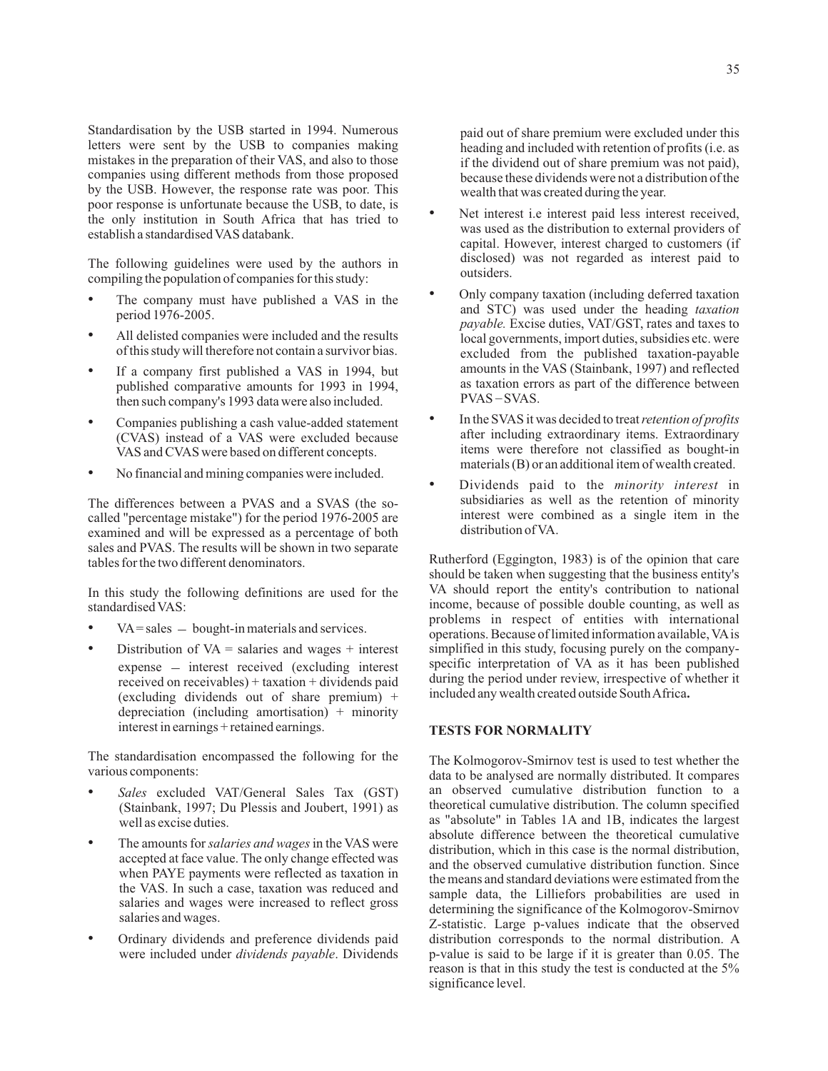Standardisation by the USB started in 1994. Numerous letters were sent by the USB to companies making mistakes in the preparation of their VAS, and also to those companies using different methods from those proposed by the USB. However, the response rate was poor. This poor response is unfortunate because the USB, to date, is the only institution in South Africa that has tried to establish a standardised VAS databank.

The following guidelines were used by the authors in compiling the population of companies for this study:

- The company must have published a VAS in the period 1976-2005.
- All delisted companies were included and the results of this study will therefore not contain a survivor bias.
- If a company first published a VAS in 1994, but published comparative amounts for 1993 in 1994, then such company's 1993 data were also included.
- Companies publishing a cash value-added statement (CVAS) instead of a VAS were excluded because VAS and CVAS were based on different concepts.
- No financial and mining companies were included.

The differences between a PVAS and a SVAS (the so-called "percentage mistake") for the period 1976-2005 are examined and will be expressed as a percentage of both sales and PVAS. The results will be shown in two separate tables for the two different denominators.

In this study the following definitions are used for the standardised VAS:

- VA = sales – bought-in materials and services.
- Distribution of VA = salaries and wages + interest expense – interest received (excluding interest received on receivables) + taxation + dividends paid (excluding dividends out of share premium) + depreciation (including amortisation) + minority interest in earnings + retained earnings.

The standardisation encompassed the following for the various components:

- *Sales* excluded VAT/General Sales Tax (GST) (Stainbank, 1997; Du Plessis and Joubert, 1991) as well as excise duties.
- The amounts for *salaries and wages* in the VAS were accepted at face value. The only change effected was when PAYE payments were reflected as taxation in the VAS. In such a case, taxation was reduced and salaries and wages were increased to reflect gross salaries and wages.
- Ordinary dividends and preference dividends paid were included under *dividends payable*. Dividends paid out of share premium were excluded under this heading and included with retention of profits (i.e. as if the dividend out of share premium was not paid), because these dividends were not a distribution of the wealth that was created during the year.
- Net interest i.e interest paid less interest received, was used as the distribution to external providers of capital. However, interest charged to customers (if disclosed) was not regarded as interest paid to outsiders.
- Only company taxation (including deferred taxation and STC) was used under the heading *taxation payable.* Excise duties, VAT/GST, rates and taxes to local governments, import duties, subsidies etc. were excluded from the published taxation-payable amounts in the VAS (Stainbank, 1997) and reflected as taxation errors as part of the difference between PVAS – SVAS.
- In the SVAS it was decided to treat *retention of profits* after including extraordinary items. Extraordinary items were therefore not classified as bought-in materials (B) or an additional item of wealth created.
- Dividends paid to the *minority interest* in subsidiaries as well as the retention of minority interest were combined as a single item in the distribution of VA.

Rutherford (Eggington, 1983) is of the opinion that care should be taken when suggesting that the business entity's VA should report the entity's contribution to national income, because of possible double counting, as well as problems in respect of entities with international operations. Because of limited information available, VA is simplified in this study, focusing purely on the company-specific interpretation of VA as it has been published during the period under review, irrespective of whether it included any wealth created outside South Africa**.**

## TESTS FOR NORMALITY

The Kolmogorov-Smirnov test is used to test whether the data to be analysed are normally distributed. It compares an observed cumulative distribution function to a theoretical cumulative distribution. The column specified as "absolute" in Tables 1A and 1B, indicates the largest absolute difference between the theoretical cumulative distribution, which in this case is the normal distribution, and the observed cumulative distribution function. Since the means and standard deviations were estimated from the sample data, the Lilliefors probabilities are used in determining the significance of the Kolmogorov-Smirnov Z-statistic. Large p-values indicate that the observed distribution corresponds to the normal distribution. A p-value is said to be large if it is greater than 0.05. The reason is that in this study the test is conducted at the 5% significance level.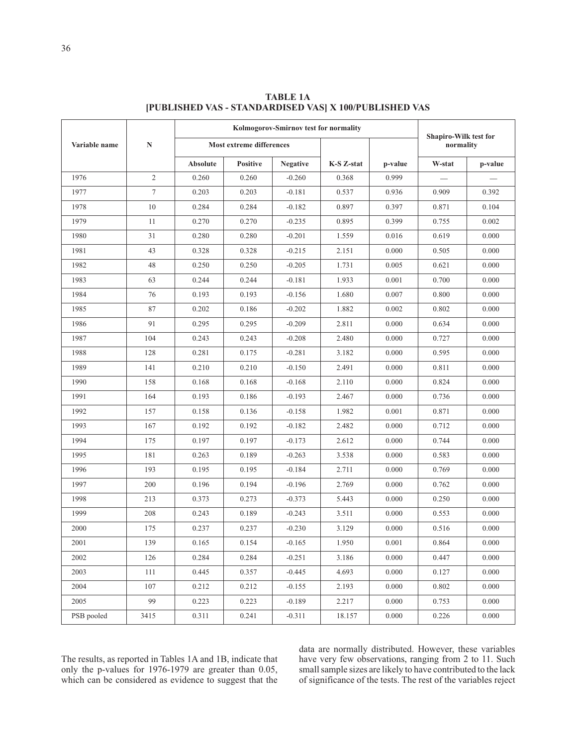**TABLE 1A**
**[PUBLISHED VAS - STANDARDISED VAS] X 100/PUBLISHED VAS**

| Variable name | N | Kolmogorov-Smirnov test for normality | | | | | Shapiro-Wilk test for normality | |
|---|---|---|---|---|---|---|---|---|
| | | Most extreme differences | | | | | | |
| | | Absolute | Positive | Negative | K-S Z-stat | p-value | W-stat | p-value |
| 1976 | 2 | 0.260 | 0.260 | -0.260 | 0.368 | 0.999 | — | — |
| 1977 | 7 | 0.203 | 0.203 | -0.181 | 0.537 | 0.936 | 0.909 | 0.392 |
| 1978 | 10 | 0.284 | 0.284 | -0.182 | 0.897 | 0.397 | 0.871 | 0.104 |
| 1979 | 11 | 0.270 | 0.270 | -0.235 | 0.895 | 0.399 | 0.755 | 0.002 |
| 1980 | 31 | 0.280 | 0.280 | -0.201 | 1.559 | 0.016 | 0.619 | 0.000 |
| 1981 | 43 | 0.328 | 0.328 | -0.215 | 2.151 | 0.000 | 0.505 | 0.000 |
| 1982 | 48 | 0.250 | 0.250 | -0.205 | 1.731 | 0.005 | 0.621 | 0.000 |
| 1983 | 63 | 0.244 | 0.244 | -0.181 | 1.933 | 0.001 | 0.700 | 0.000 |
| 1984 | 76 | 0.193 | 0.193 | -0.156 | 1.680 | 0.007 | 0.800 | 0.000 |
| 1985 | 87 | 0.202 | 0.186 | -0.202 | 1.882 | 0.002 | 0.802 | 0.000 |
| 1986 | 91 | 0.295 | 0.295 | -0.209 | 2.811 | 0.000 | 0.634 | 0.000 |
| 1987 | 104 | 0.243 | 0.243 | -0.208 | 2.480 | 0.000 | 0.727 | 0.000 |
| 1988 | 128 | 0.281 | 0.175 | -0.281 | 3.182 | 0.000 | 0.595 | 0.000 |
| 1989 | 141 | 0.210 | 0.210 | -0.150 | 2.491 | 0.000 | 0.811 | 0.000 |
| 1990 | 158 | 0.168 | 0.168 | -0.168 | 2.110 | 0.000 | 0.824 | 0.000 |
| 1991 | 164 | 0.193 | 0.186 | -0.193 | 2.467 | 0.000 | 0.736 | 0.000 |
| 1992 | 157 | 0.158 | 0.136 | -0.158 | 1.982 | 0.001 | 0.871 | 0.000 |
| 1993 | 167 | 0.192 | 0.192 | -0.182 | 2.482 | 0.000 | 0.712 | 0.000 |
| 1994 | 175 | 0.197 | 0.197 | -0.173 | 2.612 | 0.000 | 0.744 | 0.000 |
| 1995 | 181 | 0.263 | 0.189 | -0.263 | 3.538 | 0.000 | 0.583 | 0.000 |
| 1996 | 193 | 0.195 | 0.195 | -0.184 | 2.711 | 0.000 | 0.769 | 0.000 |
| 1997 | 200 | 0.196 | 0.194 | -0.196 | 2.769 | 0.000 | 0.762 | 0.000 |
| 1998 | 213 | 0.373 | 0.273 | -0.373 | 5.443 | 0.000 | 0.250 | 0.000 |
| 1999 | 208 | 0.243 | 0.189 | -0.243 | 3.511 | 0.000 | 0.553 | 0.000 |
| 2000 | 175 | 0.237 | 0.237 | -0.230 | 3.129 | 0.000 | 0.516 | 0.000 |
| 2001 | 139 | 0.165 | 0.154 | -0.165 | 1.950 | 0.001 | 0.864 | 0.000 |
| 2002 | 126 | 0.284 | 0.284 | -0.251 | 3.186 | 0.000 | 0.447 | 0.000 |
| 2003 | 111 | 0.445 | 0.357 | -0.445 | 4.693 | 0.000 | 0.127 | 0.000 |
| 2004 | 107 | 0.212 | 0.212 | -0.155 | 2.193 | 0.000 | 0.802 | 0.000 |
| 2005 | 99 | 0.223 | 0.223 | -0.189 | 2.217 | 0.000 | 0.753 | 0.000 |
| PSB pooled | 3415 | 0.311 | 0.241 | -0.311 | 18.157 | 0.000 | 0.226 | 0.000 |

The results, as reported in Tables 1A and 1B, indicate that only the p-values for 1976-1979 are greater than 0.05, which can be considered as evidence to suggest that the data are normally distributed. However, these variables have very few observations, ranging from 2 to 11. Such small sample sizes are likely to have contributed to the lack of significance of the tests. The rest of the variables reject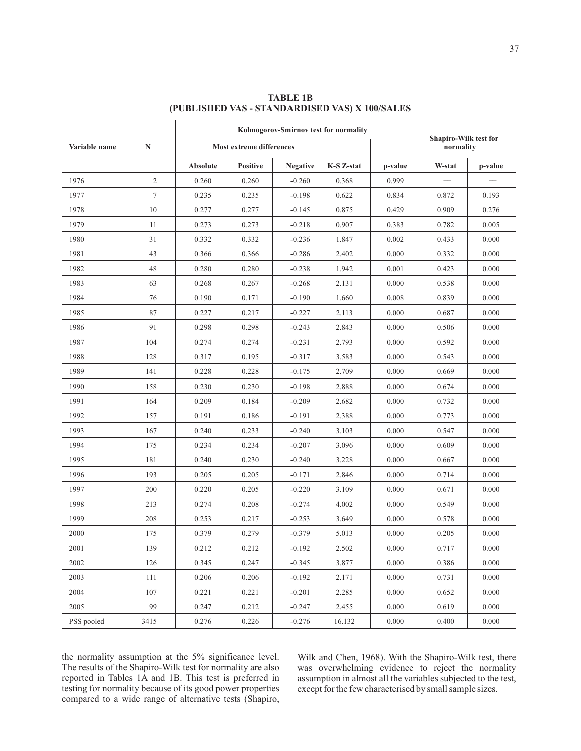**TABLE 1B**
**(PUBLISHED VAS - STANDARDISED VAS) X 100/SALES**

| Variable name | N | Kolmogorov-Smirnov test for normality | | | | | Shapiro-Wilk test for normality | |
|---|---|---|---|---|---|---|---|---|
| | | Most extreme differences | | | | | | |
| | | Absolute | Positive | Negative | K-S Z-stat | p-value | W-stat | p-value |
| 1976 | 2 | 0.260 | 0.260 | -0.260 | 0.368 | 0.999 | — | — |
| 1977 | 7 | 0.235 | 0.235 | -0.198 | 0.622 | 0.834 | 0.872 | 0.193 |
| 1978 | 10 | 0.277 | 0.277 | -0.145 | 0.875 | 0.429 | 0.909 | 0.276 |
| 1979 | 11 | 0.273 | 0.273 | -0.218 | 0.907 | 0.383 | 0.782 | 0.005 |
| 1980 | 31 | 0.332 | 0.332 | -0.236 | 1.847 | 0.002 | 0.433 | 0.000 |
| 1981 | 43 | 0.366 | 0.366 | -0.286 | 2.402 | 0.000 | 0.332 | 0.000 |
| 1982 | 48 | 0.280 | 0.280 | -0.238 | 1.942 | 0.001 | 0.423 | 0.000 |
| 1983 | 63 | 0.268 | 0.267 | -0.268 | 2.131 | 0.000 | 0.538 | 0.000 |
| 1984 | 76 | 0.190 | 0.171 | -0.190 | 1.660 | 0.008 | 0.839 | 0.000 |
| 1985 | 87 | 0.227 | 0.217 | -0.227 | 2.113 | 0.000 | 0.687 | 0.000 |
| 1986 | 91 | 0.298 | 0.298 | -0.243 | 2.843 | 0.000 | 0.506 | 0.000 |
| 1987 | 104 | 0.274 | 0.274 | -0.231 | 2.793 | 0.000 | 0.592 | 0.000 |
| 1988 | 128 | 0.317 | 0.195 | -0.317 | 3.583 | 0.000 | 0.543 | 0.000 |
| 1989 | 141 | 0.228 | 0.228 | -0.175 | 2.709 | 0.000 | 0.669 | 0.000 |
| 1990 | 158 | 0.230 | 0.230 | -0.198 | 2.888 | 0.000 | 0.674 | 0.000 |
| 1991 | 164 | 0.209 | 0.184 | -0.209 | 2.682 | 0.000 | 0.732 | 0.000 |
| 1992 | 157 | 0.191 | 0.186 | -0.191 | 2.388 | 0.000 | 0.773 | 0.000 |
| 1993 | 167 | 0.240 | 0.233 | -0.240 | 3.103 | 0.000 | 0.547 | 0.000 |
| 1994 | 175 | 0.234 | 0.234 | -0.207 | 3.096 | 0.000 | 0.609 | 0.000 |
| 1995 | 181 | 0.240 | 0.230 | -0.240 | 3.228 | 0.000 | 0.667 | 0.000 |
| 1996 | 193 | 0.205 | 0.205 | -0.171 | 2.846 | 0.000 | 0.714 | 0.000 |
| 1997 | 200 | 0.220 | 0.205 | -0.220 | 3.109 | 0.000 | 0.671 | 0.000 |
| 1998 | 213 | 0.274 | 0.208 | -0.274 | 4.002 | 0.000 | 0.549 | 0.000 |
| 1999 | 208 | 0.253 | 0.217 | -0.253 | 3.649 | 0.000 | 0.578 | 0.000 |
| 2000 | 175 | 0.379 | 0.279 | -0.379 | 5.013 | 0.000 | 0.205 | 0.000 |
| 2001 | 139 | 0.212 | 0.212 | -0.192 | 2.502 | 0.000 | 0.717 | 0.000 |
| 2002 | 126 | 0.345 | 0.247 | -0.345 | 3.877 | 0.000 | 0.386 | 0.000 |
| 2003 | 111 | 0.206 | 0.206 | -0.192 | 2.171 | 0.000 | 0.731 | 0.000 |
| 2004 | 107 | 0.221 | 0.221 | -0.201 | 2.285 | 0.000 | 0.652 | 0.000 |
| 2005 | 99 | 0.247 | 0.212 | -0.247 | 2.455 | 0.000 | 0.619 | 0.000 |
| PSS pooled | 3415 | 0.276 | 0.226 | -0.276 | 16.132 | 0.000 | 0.400 | 0.000 |

the normality assumption at the 5% significance level. The results of the Shapiro-Wilk test for normality are also reported in Tables 1A and 1B. This test is preferred in testing for normality because of its good power properties compared to a wide range of alternative tests (Shapiro, Wilk and Chen, 1968). With the Shapiro-Wilk test, there was overwhelming evidence to reject the normality assumption in almost all the variables subjected to the test, except for the few characterised by small sample sizes.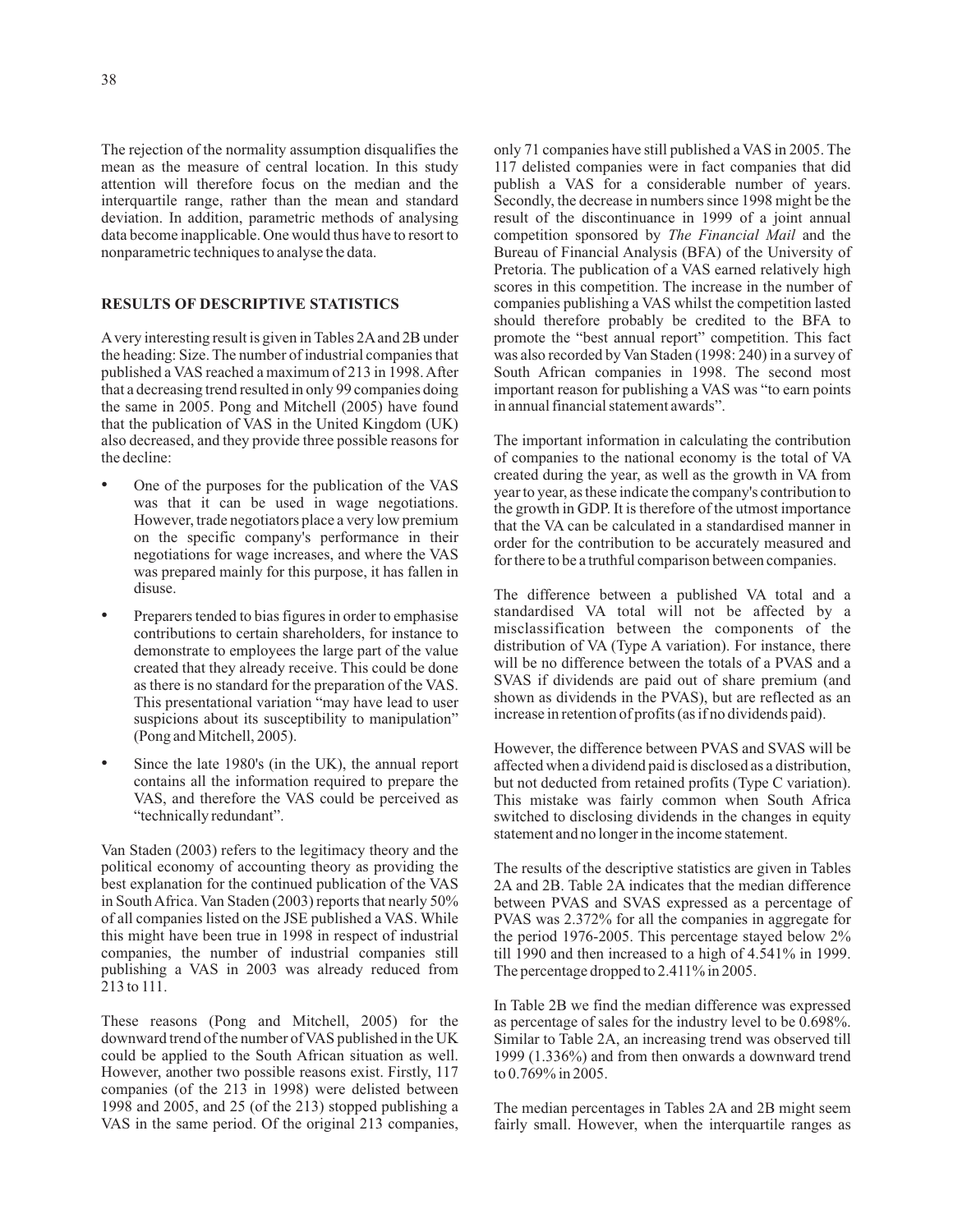The rejection of the normality assumption disqualifies the mean as the measure of central location. In this study attention will therefore focus on the median and the interquartile range, rather than the mean and standard deviation. In addition, parametric methods of analysing data become inapplicable. One would thus have to resort to nonparametric techniques to analyse the data.

## RESULTS OF DESCRIPTIVE STATISTICS

A very interesting result is given in Tables 2A and 2B under the heading: Size. The number of industrial companies that published a VAS reached a maximum of 213 in 1998. After that a decreasing trend resulted in only 99 companies doing the same in 2005. Pong and Mitchell (2005) have found that the publication of VAS in the United Kingdom (UK) also decreased, and they provide three possible reasons for the decline:

- One of the purposes for the publication of the VAS was that it can be used in wage negotiations. However, trade negotiators place a very low premium on the specific company's performance in their negotiations for wage increases, and where the VAS was prepared mainly for this purpose, it has fallen in disuse.
- Preparers tended to bias figures in order to emphasise contributions to certain shareholders, for instance to demonstrate to employees the large part of the value created that they already receive. This could be done as there is no standard for the preparation of the VAS. This presentational variation "may have lead to user suspicions about its susceptibility to manipulation" (Pong and Mitchell, 2005).
- Since the late 1980's (in the UK), the annual report contains all the information required to prepare the VAS, and therefore the VAS could be perceived as "technically redundant".

Van Staden (2003) refers to the legitimacy theory and the political economy of accounting theory as providing the best explanation for the continued publication of the VAS in South Africa. Van Staden (2003) reports that nearly 50% of all companies listed on the JSE published a VAS. While this might have been true in 1998 in respect of industrial companies, the number of industrial companies still publishing a VAS in 2003 was already reduced from 213 to 111.

These reasons (Pong and Mitchell, 2005) for the downward trend of the number of VAS published in the UK could be applied to the South African situation as well. However, another two possible reasons exist. Firstly, 117 companies (of the 213 in 1998) were delisted between 1998 and 2005, and 25 (of the 213) stopped publishing a VAS in the same period. Of the original 213 companies, only 71 companies have still published a VAS in 2005. The 117 delisted companies were in fact companies that did publish a VAS for a considerable number of years. Secondly, the decrease in numbers since 1998 might be the result of the discontinuance in 1999 of a joint annual competition sponsored by *The Financial Mail* and the Bureau of Financial Analysis (BFA) of the University of Pretoria. The publication of a VAS earned relatively high scores in this competition. The increase in the number of companies publishing a VAS whilst the competition lasted should therefore probably be credited to the BFA to promote the "best annual report" competition. This fact was also recorded by Van Staden (1998: 240) in a survey of South African companies in 1998. The second most important reason for publishing a VAS was "to earn points in annual financial statement awards".

The important information in calculating the contribution of companies to the national economy is the total of VA created during the year, as well as the growth in VA from year to year, as these indicate the company's contribution to the growth in GDP. It is therefore of the utmost importance that the VA can be calculated in a standardised manner in order for the contribution to be accurately measured and for there to be a truthful comparison between companies.

The difference between a published VA total and a standardised VA total will not be affected by a misclassification between the components of the distribution of VA (Type A variation). For instance, there will be no difference between the totals of a PVAS and a SVAS if dividends are paid out of share premium (and shown as dividends in the PVAS), but are reflected as an increase in retention of profits (as if no dividends paid).

However, the difference between PVAS and SVAS will be affected when a dividend paid is disclosed as a distribution, but not deducted from retained profits (Type C variation). This mistake was fairly common when South Africa switched to disclosing dividends in the changes in equity statement and no longer in the income statement.

The results of the descriptive statistics are given in Tables 2A and 2B. Table 2A indicates that the median difference between PVAS and SVAS expressed as a percentage of PVAS was 2.372% for all the companies in aggregate for the period 1976-2005. This percentage stayed below 2% till 1990 and then increased to a high of 4.541% in 1999. The percentage dropped to 2.411% in 2005.

In Table 2B we find the median difference was expressed as percentage of sales for the industry level to be 0.698%. Similar to Table 2A, an increasing trend was observed till 1999 (1.336%) and from then onwards a downward trend to 0.769% in 2005.

The median percentages in Tables 2A and 2B might seem fairly small. However, when the interquartile ranges as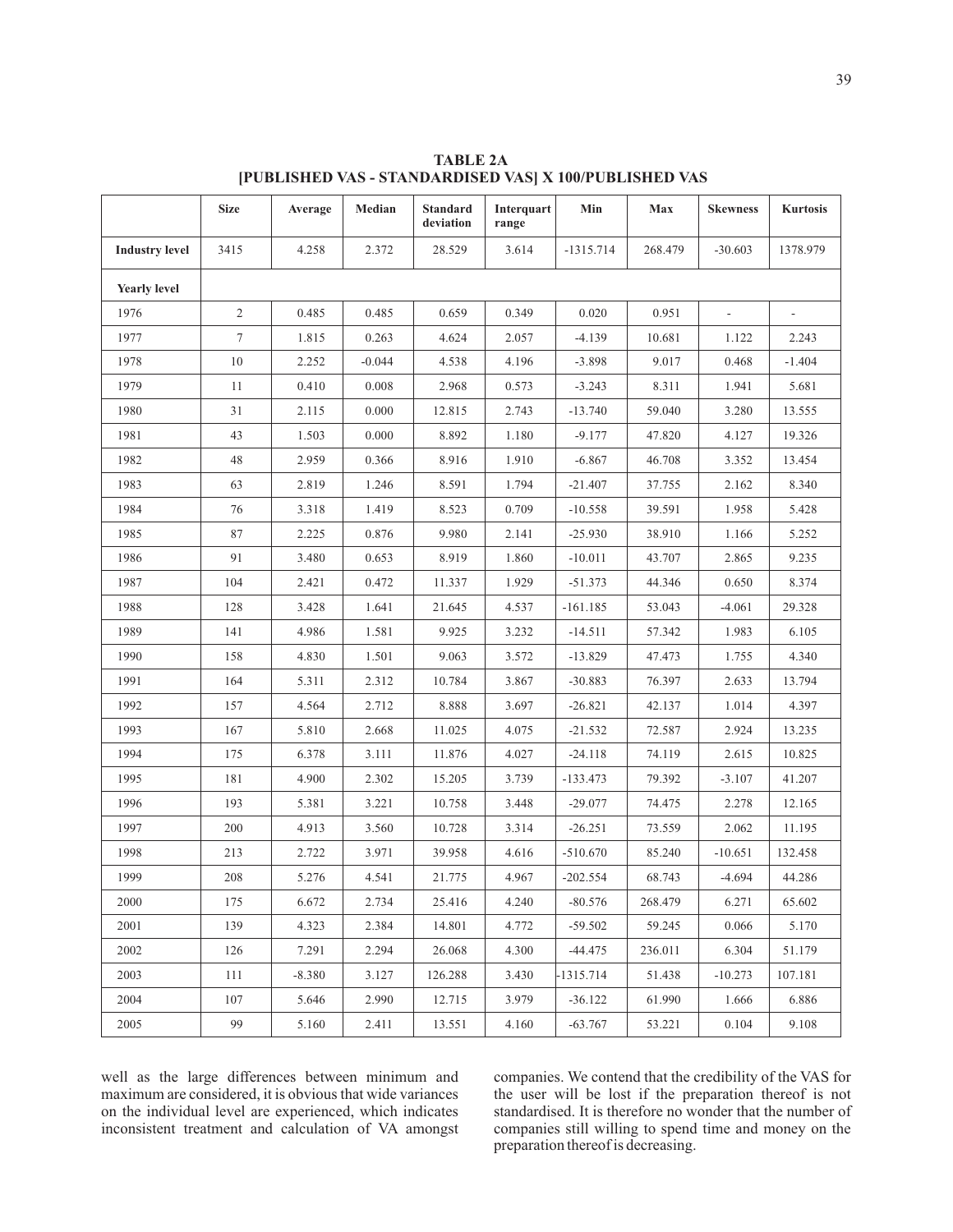**TABLE 2A**
**[PUBLISHED VAS - STANDARDISED VAS] X 100/PUBLISHED VAS**

| | Size | Average | Median | Standard deviation | Interquart range | Min | Max | Skewness | Kurtosis |
|---|---|---|---|---|---|---|---|---|---|
| **Industry level** | 3415 | 4.258 | 2.372 | 28.529 | 3.614 | -1315.714 | 268.479 | -30.603 | 1378.979 |
| **Yearly level** | | | | | | | | | |
| 1976 | 2 | 0.485 | 0.485 | 0.659 | 0.349 | 0.020 | 0.951 | - | - |
| 1977 | 7 | 1.815 | 0.263 | 4.624 | 2.057 | -4.139 | 10.681 | 1.122 | 2.243 |
| 1978 | 10 | 2.252 | -0.044 | 4.538 | 4.196 | -3.898 | 9.017 | 0.468 | -1.404 |
| 1979 | 11 | 0.410 | 0.008 | 2.968 | 0.573 | -3.243 | 8.311 | 1.941 | 5.681 |
| 1980 | 31 | 2.115 | 0.000 | 12.815 | 2.743 | -13.740 | 59.040 | 3.280 | 13.555 |
| 1981 | 43 | 1.503 | 0.000 | 8.892 | 1.180 | -9.177 | 47.820 | 4.127 | 19.326 |
| 1982 | 48 | 2.959 | 0.366 | 8.916 | 1.910 | -6.867 | 46.708 | 3.352 | 13.454 |
| 1983 | 63 | 2.819 | 1.246 | 8.591 | 1.794 | -21.407 | 37.755 | 2.162 | 8.340 |
| 1984 | 76 | 3.318 | 1.419 | 8.523 | 0.709 | -10.558 | 39.591 | 1.958 | 5.428 |
| 1985 | 87 | 2.225 | 0.876 | 9.980 | 2.141 | -25.930 | 38.910 | 1.166 | 5.252 |
| 1986 | 91 | 3.480 | 0.653 | 8.919 | 1.860 | -10.011 | 43.707 | 2.865 | 9.235 |
| 1987 | 104 | 2.421 | 0.472 | 11.337 | 1.929 | -51.373 | 44.346 | 0.650 | 8.374 |
| 1988 | 128 | 3.428 | 1.641 | 21.645 | 4.537 | -161.185 | 53.043 | -4.061 | 29.328 |
| 1989 | 141 | 4.986 | 1.581 | 9.925 | 3.232 | -14.511 | 57.342 | 1.983 | 6.105 |
| 1990 | 158 | 4.830 | 1.501 | 9.063 | 3.572 | -13.829 | 47.473 | 1.755 | 4.340 |
| 1991 | 164 | 5.311 | 2.312 | 10.784 | 3.867 | -30.883 | 76.397 | 2.633 | 13.794 |
| 1992 | 157 | 4.564 | 2.712 | 8.888 | 3.697 | -26.821 | 42.137 | 1.014 | 4.397 |
| 1993 | 167 | 5.810 | 2.668 | 11.025 | 4.075 | -21.532 | 72.587 | 2.924 | 13.235 |
| 1994 | 175 | 6.378 | 3.111 | 11.876 | 4.027 | -24.118 | 74.119 | 2.615 | 10.825 |
| 1995 | 181 | 4.900 | 2.302 | 15.205 | 3.739 | -133.473 | 79.392 | -3.107 | 41.207 |
| 1996 | 193 | 5.381 | 3.221 | 10.758 | 3.448 | -29.077 | 74.475 | 2.278 | 12.165 |
| 1997 | 200 | 4.913 | 3.560 | 10.728 | 3.314 | -26.251 | 73.559 | 2.062 | 11.195 |
| 1998 | 213 | 2.722 | 3.971 | 39.958 | 4.616 | -510.670 | 85.240 | -10.651 | 132.458 |
| 1999 | 208 | 5.276 | 4.541 | 21.775 | 4.967 | -202.554 | 68.743 | -4.694 | 44.286 |
| 2000 | 175 | 6.672 | 2.734 | 25.416 | 4.240 | -80.576 | 268.479 | 6.271 | 65.602 |
| 2001 | 139 | 4.323 | 2.384 | 14.801 | 4.772 | -59.502 | 59.245 | 0.066 | 5.170 |
| 2002 | 126 | 7.291 | 2.294 | 26.068 | 4.300 | -44.475 | 236.011 | 6.304 | 51.179 |
| 2003 | 111 | -8.380 | 3.127 | 126.288 | 3.430 | -1315.714 | 51.438 | -10.273 | 107.181 |
| 2004 | 107 | 5.646 | 2.990 | 12.715 | 3.979 | -36.122 | 61.990 | 1.666 | 6.886 |
| 2005 | 99 | 5.160 | 2.411 | 13.551 | 4.160 | -63.767 | 53.221 | 0.104 | 9.108 |

well as the large differences between minimum and maximum are considered, it is obvious that wide variances on the individual level are experienced, which indicates inconsistent treatment and calculation of VA amongst companies. We contend that the credibility of the VAS for the user will be lost if the preparation thereof is not standardised. It is therefore no wonder that the number of companies still willing to spend time and money on the preparation thereof is decreasing.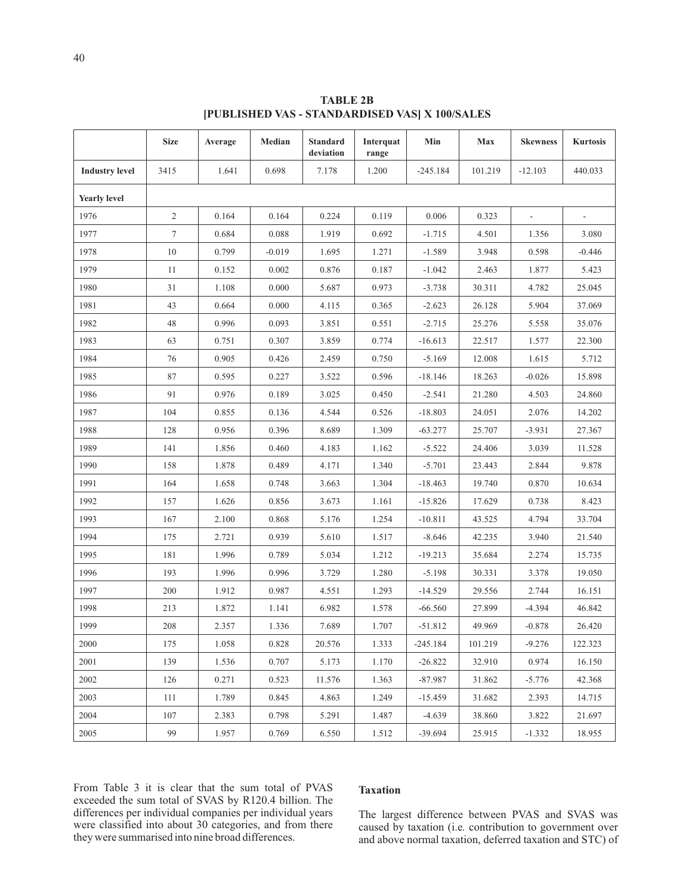**TABLE 2B**
**[PUBLISHED VAS - STANDARDISED VAS] X 100/SALES**

| | Size | Average | Median | Standard deviation | Interquat range | Min | Max | Skewness | Kurtosis |
|---|---|---|---|---|---|---|---|---|---|
| **Industry level** | 3415 | 1.641 | 0.698 | 7.178 | 1.200 | -245.184 | 101.219 | -12.103 | 440.033 |
| **Yearly level** | | | | | | | | | |
| 1976 | 2 | 0.164 | 0.164 | 0.224 | 0.119 | 0.006 | 0.323 | - | - |
| 1977 | 7 | 0.684 | 0.088 | 1.919 | 0.692 | -1.715 | 4.501 | 1.356 | 3.080 |
| 1978 | 10 | 0.799 | -0.019 | 1.695 | 1.271 | -1.589 | 3.948 | 0.598 | -0.446 |
| 1979 | 11 | 0.152 | 0.002 | 0.876 | 0.187 | -1.042 | 2.463 | 1.877 | 5.423 |
| 1980 | 31 | 1.108 | 0.000 | 5.687 | 0.973 | -3.738 | 30.311 | 4.782 | 25.045 |
| 1981 | 43 | 0.664 | 0.000 | 4.115 | 0.365 | -2.623 | 26.128 | 5.904 | 37.069 |
| 1982 | 48 | 0.996 | 0.093 | 3.851 | 0.551 | -2.715 | 25.276 | 5.558 | 35.076 |
| 1983 | 63 | 0.751 | 0.307 | 3.859 | 0.774 | -16.613 | 22.517 | 1.577 | 22.300 |
| 1984 | 76 | 0.905 | 0.426 | 2.459 | 0.750 | -5.169 | 12.008 | 1.615 | 5.712 |
| 1985 | 87 | 0.595 | 0.227 | 3.522 | 0.596 | -18.146 | 18.263 | -0.026 | 15.898 |
| 1986 | 91 | 0.976 | 0.189 | 3.025 | 0.450 | -2.541 | 21.280 | 4.503 | 24.860 |
| 1987 | 104 | 0.855 | 0.136 | 4.544 | 0.526 | -18.803 | 24.051 | 2.076 | 14.202 |
| 1988 | 128 | 0.956 | 0.396 | 8.689 | 1.309 | -63.277 | 25.707 | -3.931 | 27.367 |
| 1989 | 141 | 1.856 | 0.460 | 4.183 | 1.162 | -5.522 | 24.406 | 3.039 | 11.528 |
| 1990 | 158 | 1.878 | 0.489 | 4.171 | 1.340 | -5.701 | 23.443 | 2.844 | 9.878 |
| 1991 | 164 | 1.658 | 0.748 | 3.663 | 1.304 | -18.463 | 19.740 | 0.870 | 10.634 |
| 1992 | 157 | 1.626 | 0.856 | 3.673 | 1.161 | -15.826 | 17.629 | 0.738 | 8.423 |
| 1993 | 167 | 2.100 | 0.868 | 5.176 | 1.254 | -10.811 | 43.525 | 4.794 | 33.704 |
| 1994 | 175 | 2.721 | 0.939 | 5.610 | 1.517 | -8.646 | 42.235 | 3.940 | 21.540 |
| 1995 | 181 | 1.996 | 0.789 | 5.034 | 1.212 | -19.213 | 35.684 | 2.274 | 15.735 |
| 1996 | 193 | 1.996 | 0.996 | 3.729 | 1.280 | -5.198 | 30.331 | 3.378 | 19.050 |
| 1997 | 200 | 1.912 | 0.987 | 4.551 | 1.293 | -14.529 | 29.556 | 2.744 | 16.151 |
| 1998 | 213 | 1.872 | 1.141 | 6.982 | 1.578 | -66.560 | 27.899 | -4.394 | 46.842 |
| 1999 | 208 | 2.357 | 1.336 | 7.689 | 1.707 | -51.812 | 49.969 | -0.878 | 26.420 |
| 2000 | 175 | 1.058 | 0.828 | 20.576 | 1.333 | -245.184 | 101.219 | -9.276 | 122.323 |
| 2001 | 139 | 1.536 | 0.707 | 5.173 | 1.170 | -26.822 | 32.910 | 0.974 | 16.150 |
| 2002 | 126 | 0.271 | 0.523 | 11.576 | 1.363 | -87.987 | 31.862 | -5.776 | 42.368 |
| 2003 | 111 | 1.789 | 0.845 | 4.863 | 1.249 | -15.459 | 31.682 | 2.393 | 14.715 |
| 2004 | 107 | 2.383 | 0.798 | 5.291 | 1.487 | -4.639 | 38.860 | 3.822 | 21.697 |
| 2005 | 99 | 1.957 | 0.769 | 6.550 | 1.512 | -39.694 | 25.915 | -1.332 | 18.955 |

From Table 3 it is clear that the sum total of PVAS exceeded the sum total of SVAS by R120.4 billion. The differences per individual companies per individual years were classified into about 30 categories, and from there they were summarised into nine broad differences.

### Taxation

The largest difference between PVAS and SVAS was caused by taxation (i.e. contribution to government over and above normal taxation, deferred taxation and STC) of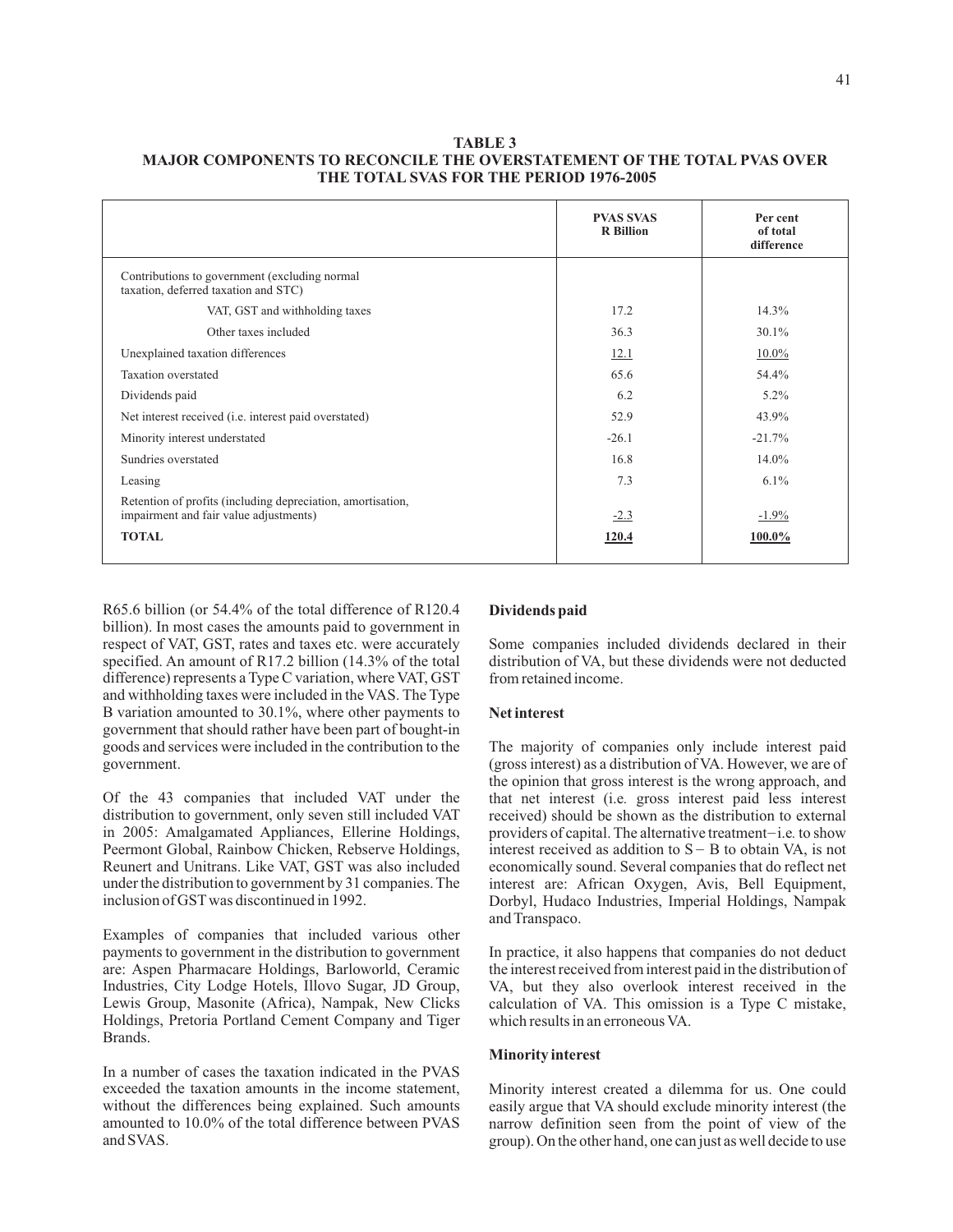**TABLE 3**
**MAJOR COMPONENTS TO RECONCILE THE OVERSTATEMENT OF THE TOTAL PVAS OVER THE TOTAL SVAS FOR THE PERIOD 1976-2005**

| | PVAS SVAS R Billion | Per cent of total difference |
|---|---|---|
| Contributions to government (excluding normal taxation, deferred taxation and STC) | | |
| VAT, GST and withholding taxes | 17.2 | 14.3% |
| Other taxes included | 36.3 | 30.1% |
| Unexplained taxation differences | 12.1 | 10.0% |
| Taxation overstated | 65.6 | 54.4% |
| Dividends paid | 6.2 | 5.2% |
| Net interest received (i.e. interest paid overstated) | 52.9 | 43.9% |
| Minority interest understated | -26.1 | -21.7% |
| Sundries overstated | 16.8 | 14.0% |
| Leasing | 7.3 | 6.1% |
| Retention of profits (including depreciation, amortisation, impairment and fair value adjustments) | -2.3 | -1.9% |
| **TOTAL** | **120.4** | **100.0%** |

R65.6 billion (or 54.4% of the total difference of R120.4 billion). In most cases the amounts paid to government in respect of VAT, GST, rates and taxes etc. were accurately specified. An amount of R17.2 billion (14.3% of the total difference) represents a Type C variation, where VAT, GST and withholding taxes were included in the VAS. The Type B variation amounted to 30.1%, where other payments to government that should rather have been part of bought-in goods and services were included in the contribution to the government.

Of the 43 companies that included VAT under the distribution to government, only seven still included VAT in 2005: Amalgamated Appliances, Ellerine Holdings, Peermont Global, Rainbow Chicken, Rebserve Holdings, Reunert and Unitrans. Like VAT, GST was also included under the distribution to government by 31 companies. The inclusion of GST was discontinued in 1992.

Examples of companies that included various other payments to government in the distribution to government are: Aspen Pharmacare Holdings, Barloworld, Ceramic Industries, City Lodge Hotels, Illovo Sugar, JD Group, Lewis Group, Masonite (Africa), Nampak, New Clicks Holdings, Pretoria Portland Cement Company and Tiger Brands.

In a number of cases the taxation indicated in the PVAS exceeded the taxation amounts in the income statement, without the differences being explained. Such amounts amounted to 10.0% of the total difference between PVAS and SVAS.

### Dividends paid

Some companies included dividends declared in their distribution of VA, but these dividends were not deducted from retained income.

### Net interest

The majority of companies only include interest paid (gross interest) as a distribution of VA. However, we are of the opinion that gross interest is the wrong approach, and that net interest (i.e. gross interest paid less interest received) should be shown as the distribution to external providers of capital. The alternative treatment − i.e. to show interest received as addition to $S - B$ to obtain VA, is not economically sound. Several companies that do reflect net interest are: African Oxygen, Avis, Bell Equipment, Dorbyl, Hudaco Industries, Imperial Holdings, Nampak and Transpaco.

In practice, it also happens that companies do not deduct the interest received from interest paid in the distribution of VA, but they also overlook interest received in the calculation of VA. This omission is a Type C mistake, which results in an erroneous VA.

### Minority interest

Minority interest created a dilemma for us. One could easily argue that VA should exclude minority interest (the narrow definition seen from the point of view of the group). On the other hand, one can just as well decide to use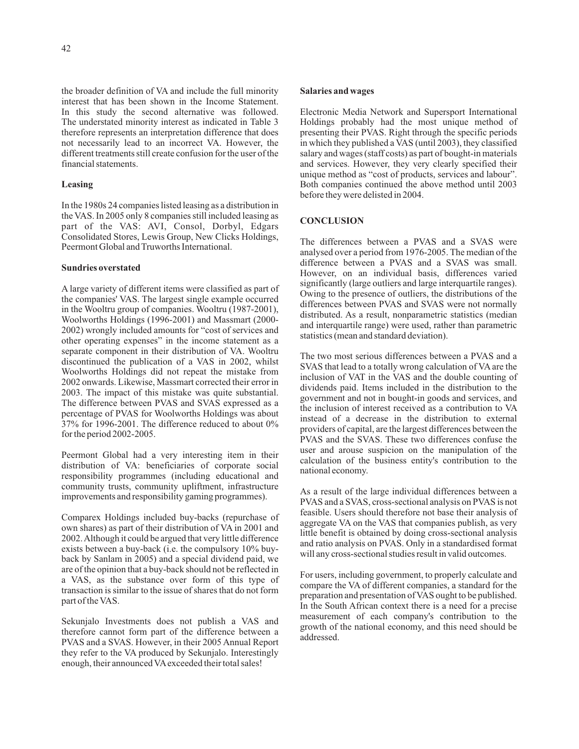the broader definition of VA and include the full minority interest that has been shown in the Income Statement. In this study the second alternative was followed. The understated minority interest as indicated in Table 3 therefore represents an interpretation difference that does not necessarily lead to an incorrect VA. However, the different treatments still create confusion for the user of the financial statements.

**Leasing**

In the 1980s 24 companies listed leasing as a distribution in the VAS. In 2005 only 8 companies still included leasing as part of the VAS: AVI, Consol, Dorbyl, Edgars Consolidated Stores, Lewis Group, New Clicks Holdings, Peermont Global and Truworths International.

**Sundries overstated**

A large variety of different items were classified as part of the companies' VAS. The largest single example occurred in the Wooltru group of companies. Wooltru (1987-2001), Woolworths Holdings (1996-2001) and Massmart (2000-2002) wrongly included amounts for "cost of services and other operating expenses" in the income statement as a separate component in their distribution of VA. Wooltru discontinued the publication of a VAS in 2002, whilst Woolworths Holdings did not repeat the mistake from 2002 onwards. Likewise, Massmart corrected their error in 2003. The impact of this mistake was quite substantial. The difference between PVAS and SVAS expressed as a percentage of PVAS for Woolworths Holdings was about 37% for 1996-2001. The difference reduced to about 0% for the period 2002-2005.

Peermont Global had a very interesting item in their distribution of VA: beneficiaries of corporate social responsibility programmes (including educational and community trusts, community upliftment, infrastructure improvements and responsibility gaming programmes).

Comparex Holdings included buy-backs (repurchase of own shares) as part of their distribution of VA in 2001 and 2002. Although it could be argued that very little difference exists between a buy-back (i.e. the compulsory 10% buy-back by Sanlam in 2005) and a special dividend paid, we are of the opinion that a buy-back should not be reflected in a VAS, as the substance over form of this type of transaction is similar to the issue of shares that do not form part of the VAS.

Sekunjalo Investments does not publish a VAS and therefore cannot form part of the difference between a PVAS and a SVAS. However, in their 2005 Annual Report they refer to the VA produced by Sekunjalo. Interestingly enough, their announced VA exceeded their total sales!

**Salaries and wages**

Electronic Media Network and Supersport International Holdings probably had the most unique method of presenting their PVAS. Right through the specific periods in which they published a VAS (until 2003), they classified salary and wages (staff costs) as part of bought-in materials and services. However, they very clearly specified their unique method as "cost of products, services and labour". Both companies continued the above method until 2003 before they were delisted in 2004.

## CONCLUSION

The differences between a PVAS and a SVAS were analysed over a period from 1976-2005. The median of the difference between a PVAS and a SVAS was small. However, on an individual basis, differences varied significantly (large outliers and large interquartile ranges). Owing to the presence of outliers, the distributions of the differences between PVAS and SVAS were not normally distributed. As a result, nonparametric statistics (median and interquartile range) were used, rather than parametric statistics (mean and standard deviation).

The two most serious differences between a PVAS and a SVAS that lead to a totally wrong calculation of VA are the inclusion of VAT in the VAS and the double counting of dividends paid. Items included in the distribution to the government and not in bought-in goods and services, and the inclusion of interest received as a contribution to VA instead of a decrease in the distribution to external providers of capital, are the largest differences between the PVAS and the SVAS. These two differences confuse the user and arouse suspicion on the manipulation of the calculation of the business entity's contribution to the national economy.

As a result of the large individual differences between a PVAS and a SVAS, cross-sectional analysis on PVAS is not feasible. Users should therefore not base their analysis of aggregate VA on the VAS that companies publish, as very little benefit is obtained by doing cross-sectional analysis and ratio analysis on PVAS. Only in a standardised format will any cross-sectional studies result in valid outcomes.

For users, including government, to properly calculate and compare the VA of different companies, a standard for the preparation and presentation of VAS ought to be published. In the South African context there is a need for a precise measurement of each company's contribution to the growth of the national economy, and this need should be addressed.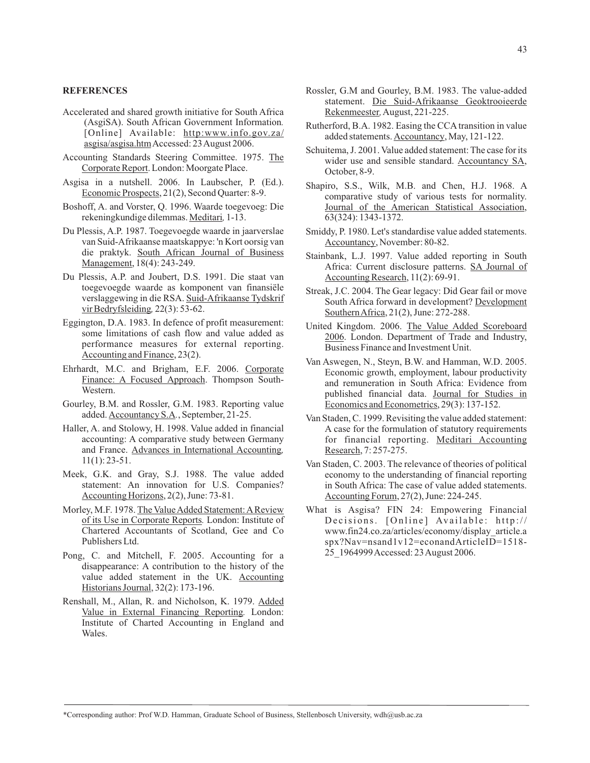**REFERENCES**

Accelerated and shared growth initiative for South Africa (AsgiSA). South African Government Information. [Online] Available: http:www.info.gov.za/asgisa/asgisa.htm Accessed: 23 August 2006.

Accounting Standards Steering Committee. 1975. The Corporate Report. London: Moorgate Place.

Asgisa in a nutshell. 2006. In Laubscher, P. (Ed.). Economic Prospects, 21(2), Second Quarter: 8-9.

Boshoff, A. and Vorster, Q. 1996. Waarde toegevoeg: Die rekeningkundige dilemmas. Meditari, 1-13.

Du Plessis, A.P. 1987. Toegevoegde waarde in jaarverslae van Suid-Afrikaanse maatskappye: 'n Kort oorsig van die praktyk. South African Journal of Business Management, 18(4): 243-249.

Du Plessis, A.P. and Joubert, D.S. 1991. Die staat van toegevoegde waarde as komponent van finansiële verslaggewing in die RSA. Suid-Afrikaanse Tydskrif vir Bedryfsleiding, 22(3): 53-62.

Eggington, D.A. 1983. In defence of profit measurement: some limitations of cash flow and value added as performance measures for external reporting. Accounting and Finance, 23(2).

Ehrhardt, M.C. and Brigham, E.F. 2006. Corporate Finance: A Focused Approach. Thompson South-Western.

Gourley, B.M. and Rossler, G.M. 1983. Reporting value added. Accountancy S.A., September, 21-25.

Haller, A. and Stolowy, H. 1998. Value added in financial accounting: A comparative study between Germany and France. Advances in International Accounting, 11(1): 23-51.

Meek, G.K. and Gray, S.J. 1988. The value added statement: An innovation for U.S. Companies? Accounting Horizons, 2(2), June: 73-81.

Morley, M.F. 1978. The Value Added Statement: A Review of its Use in Corporate Reports. London: Institute of Chartered Accountants of Scotland, Gee and Co Publishers Ltd.

Pong, C. and Mitchell, F. 2005. Accounting for a disappearance: A contribution to the history of the value added statement in the UK. Accounting Historians Journal, 32(2): 173-196.

Renshall, M., Allan, R. and Nicholson, K. 1979. Added Value in External Financing Reporting. London: Institute of Charted Accounting in England and Wales.

Rossler, G.M and Gourley, B.M. 1983. The value-added statement. Die Suid-Afrikaanse Geoktrooieerde Rekenmeester, August, 221-225.

Rutherford, B.A. 1982. Easing the CCA transition in value added statements. Accountancy, May, 121-122.

Schuitema, J. 2001. Value added statement: The case for its wider use and sensible standard. Accountancy SA, October, 8-9.

Shapiro, S.S., Wilk, M.B. and Chen, H.J. 1968. A comparative study of various tests for normality. Journal of the American Statistical Association, 63(324): 1343-1372.

Smiddy, P. 1980. Let's standardise value added statements. Accountancy, November: 80-82.

Stainbank, L.J. 1997. Value added reporting in South Africa: Current disclosure patterns. SA Journal of Accounting Research, 11(2): 69-91.

Streak, J.C. 2004. The Gear legacy: Did Gear fail or move South Africa forward in development? Development Southern Africa, 21(2), June: 272-288.

United Kingdom. 2006. The Value Added Scoreboard 2006. London. Department of Trade and Industry, Business Finance and Investment Unit.

Van Aswegen, N., Steyn, B.W. and Hamman, W.D. 2005. Economic growth, employment, labour productivity and remuneration in South Africa: Evidence from published financial data. Journal for Studies in Economics and Econometrics, 29(3): 137-152.

Van Staden, C. 1999. Revisiting the value added statement: A case for the formulation of statutory requirements for financial reporting. Meditari Accounting Research, 7: 257-275.

Van Staden, C. 2003. The relevance of theories of political economy to the understanding of financial reporting in South Africa: The case of value added statements. Accounting Forum, 27(2), June: 224-245.

What is Asgisa? FIN 24: Empowering Financial Decisions. [Online] Available: http://www.fin24.co.za/articles/economy/display_article.aspx?Nav=nsand1v12=econandArticleID=1518-25_1964999 Accessed: 23 August 2006.

*Corresponding author: Prof W.D. Hamman, Graduate School of Business, Stellenbosch University, wdh@usb.ac.za